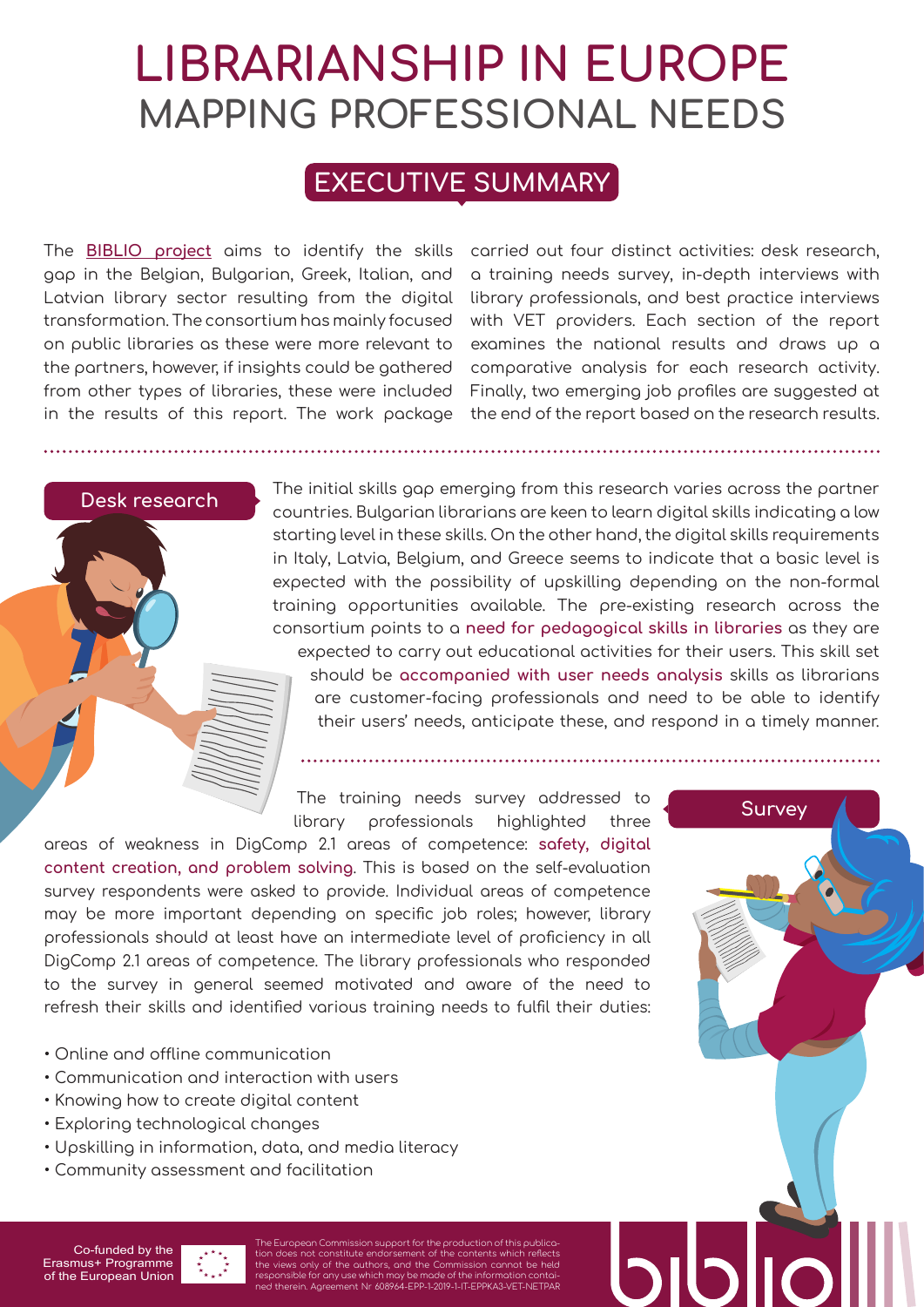# LIBRARIANSHIP IN EUROPE
## MAPPING PROFESSIONAL NEEDS

## EXECUTIVE SUMMARY

The BIBLIO project aims to identify the skills gap in the Belgian, Bulgarian, Greek, Italian, and Latvian library sector resulting from the digital transformation. The consortium has mainly focused on public libraries as these were more relevant to the partners, however, if insights could be gathered from other types of libraries, these were included in the results of this report. The work package carried out four distinct activities: desk research, a training needs survey, in-depth interviews with library professionals, and best practice interviews with VET providers. Each section of the report examines the national results and draws up a comparative analysis for each research activity. Finally, two emerging job profiles are suggested at the end of the report based on the research results.

### Desk research

The initial skills gap emerging from this research varies across the partner countries. Bulgarian librarians are keen to learn digital skills indicating a low starting level in these skills. On the other hand, the digital skills requirements in Italy, Latvia, Belgium, and Greece seems to indicate that a basic level is expected with the possibility of upskilling depending on the non-formal training opportunities available. The pre-existing research across the consortium points to a **need for pedagogical skills in libraries** as they are expected to carry out educational activities for their users. This skill set should be **accompanied with user needs analysis** skills as librarians are customer-facing professionals and need to be able to identify their users' needs, anticipate these, and respond in a timely manner.

### Survey

The training needs survey addressed to library professionals highlighted three areas of weakness in DigComp 2.1 areas of competence: **safety, digital content creation, and problem solving**. This is based on the self-evaluation survey respondents were asked to provide. Individual areas of competence may be more important depending on specific job roles; however, library professionals should at least have an intermediate level of proficiency in all DigComp 2.1 areas of competence. The library professionals who responded to the survey in general seemed motivated and aware of the need to refresh their skills and identified various training needs to fulfil their duties:

- Online and offline communication
- Communication and interaction with users
- Knowing how to create digital content
- Exploring technological changes
- Upskilling in information, data, and media literacy
- Community assessment and facilitation

Co-funded by the Erasmus+ Programme of the European Union

The European Commission support for the production of this publication does not constitute endorsement of the contents which reflects the views only of the authors, and the Commission cannot be held responsible for any use which may be made of the information contained therein. Agreement Nr 608964-EPP-1-2019-1-IT-EPPKA3-VET-NETPAR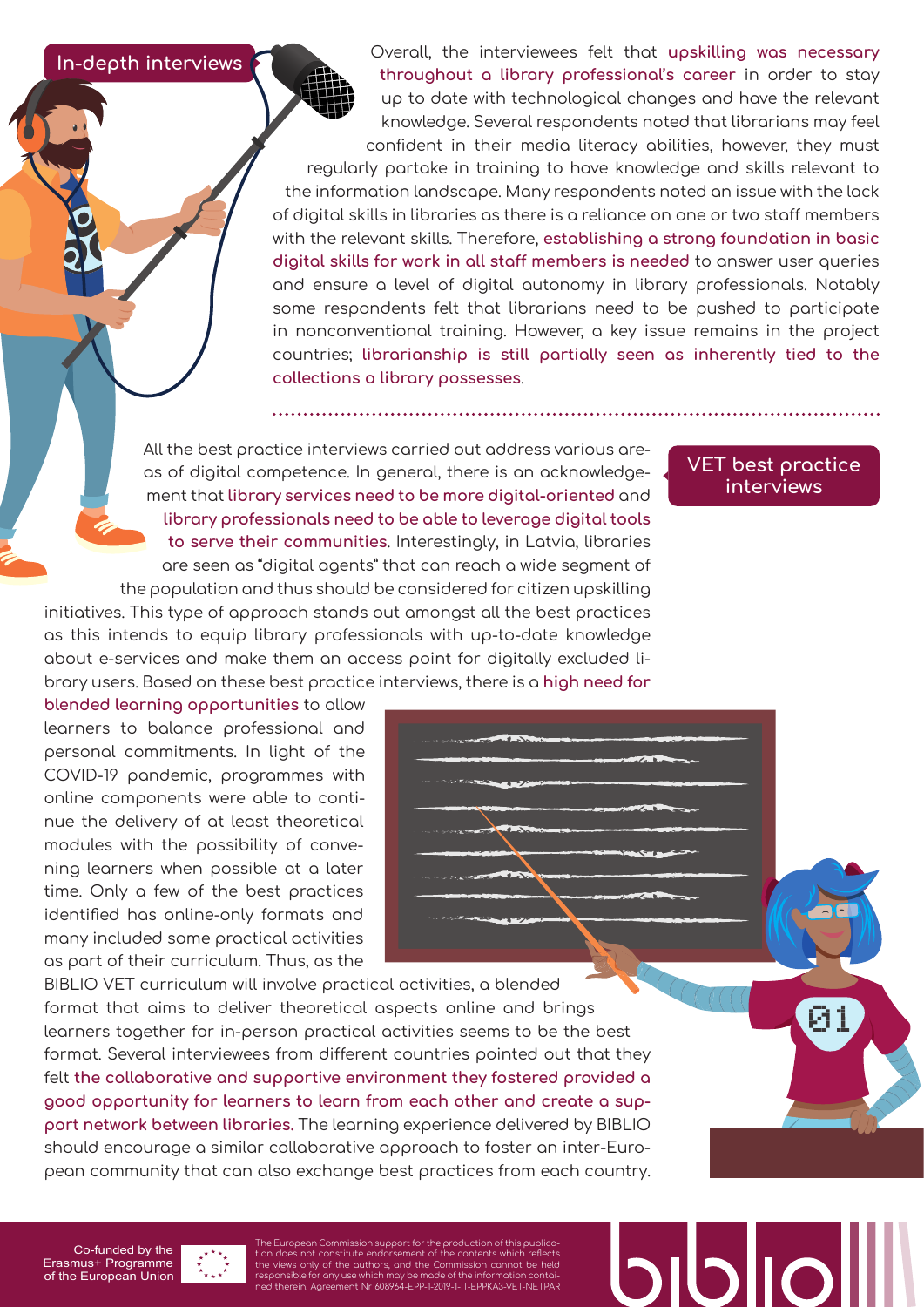## In-depth interviews

Overall, the interviewees felt that **upskilling was necessary throughout a library professional's career** in order to stay up to date with technological changes and have the relevant knowledge. Several respondents noted that librarians may feel confident in their media literacy abilities, however, they must regularly partake in training to have knowledge and skills relevant to the information landscape. Many respondents noted an issue with the lack of digital skills in libraries as there is a reliance on one or two staff members with the relevant skills. Therefore, **establishing a strong foundation in basic digital skills for work in all staff members is needed** to answer user queries and ensure a level of digital autonomy in library professionals. Notably some respondents felt that librarians need to be pushed to participate in nonconventional training. However, a key issue remains in the project countries; **librarianship is still partially seen as inherently tied to the collections a library possesses**.

## VET best practice interviews

All the best practice interviews carried out address various areas of digital competence. In general, there is an acknowledgement that **library services need to be more digital-oriented** and **library professionals need to be able to leverage digital tools to serve their communities**. Interestingly, in Latvia, libraries are seen as "digital agents" that can reach a wide segment of the population and thus should be considered for citizen upskilling initiatives. This type of approach stands out amongst all the best practices as this intends to equip library professionals with up-to-date knowledge about e-services and make them an access point for digitally excluded library users. Based on these best practice interviews, there is a **high need for blended learning opportunities** to allow learners to balance professional and personal commitments. In light of the COVID-19 pandemic, programmes with online components were able to continue the delivery of at least theoretical modules with the possibility of convening learners when possible at a later time. Only a few of the best practices identified has online-only formats and many included some practical activities as part of their curriculum. Thus, as the BIBLIO VET curriculum will involve practical activities, a blended format that aims to deliver theoretical aspects online and brings learners together for in-person practical activities seems to be the best format. Several interviewees from different countries pointed out that they felt **the collaborative and supportive environment they fostered provided a good opportunity for learners to learn from each other and create a support network between libraries.** The learning experience delivered by BIBLIO should encourage a similar collaborative approach to foster an inter-European community that can also exchange best practices from each country.

Co-funded by the Erasmus+ Programme of the European Union

The European Commission support for the production of this publication does not constitute endorsement of the contents which reflects the views only of the authors, and the Commission cannot be held responsible for any use which may be made of the information contained therein. Agreement Nr 608964-EPP-1-2019-1-IT-EPPKA3-VET-NETPAR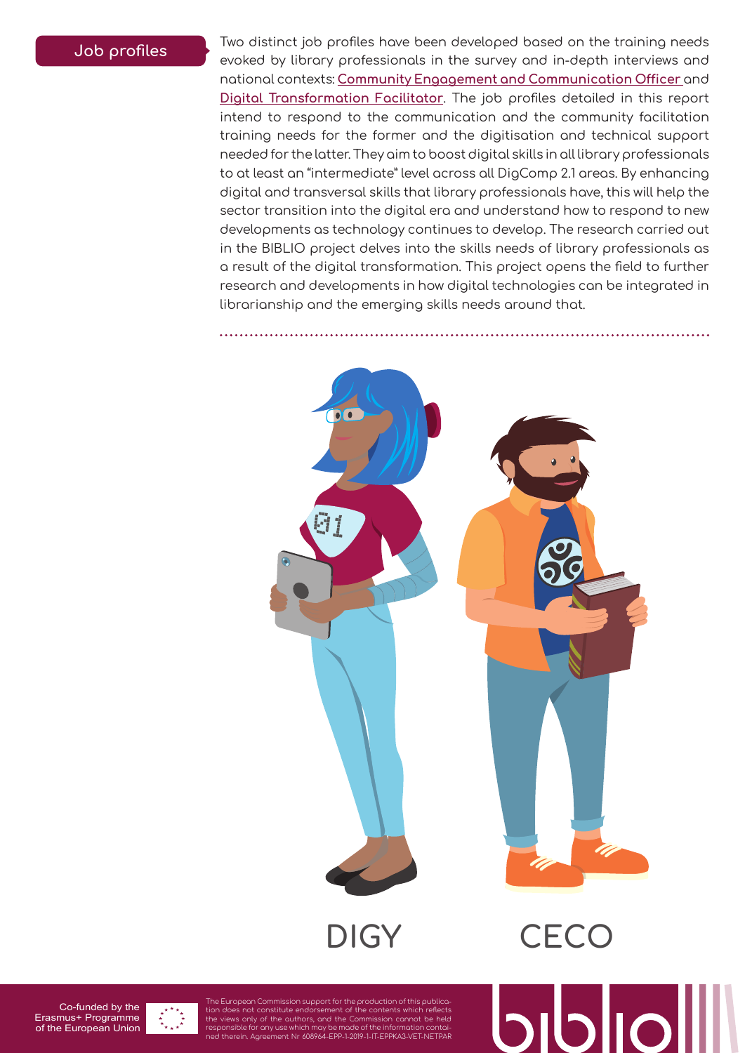## Job profiles

Two distinct job profiles have been developed based on the training needs evoked by library professionals in the survey and in-depth interviews and national contexts: Community Engagement and Communication Officer and Digital Transformation Facilitator. The job profiles detailed in this report intend to respond to the communication and the community facilitation training needs for the former and the digitisation and technical support needed for the latter. They aim to boost digital skills in all library professionals to at least an "intermediate" level across all DigComp 2.1 areas. By enhancing digital and transversal skills that library professionals have, this will help the sector transition into the digital era and understand how to respond to new developments as technology continues to develop. The research carried out in the BIBLIO project delves into the skills needs of library professionals as a result of the digital transformation. This project opens the field to further research and developments in how digital technologies can be integrated in librarianship and the emerging skills needs around that.

DIGY

CECO

Co-funded by the Erasmus+ Programme of the European Union

The European Commission support for the production of this publication does not constitute endorsement of the contents which reflects the views only of the authors, and the Commission cannot be held responsible for any use which may be made of the information contained therein. Agreement Nr 608964-EPP-1-2019-1-IT-EPPKA3-VET-NETPAR